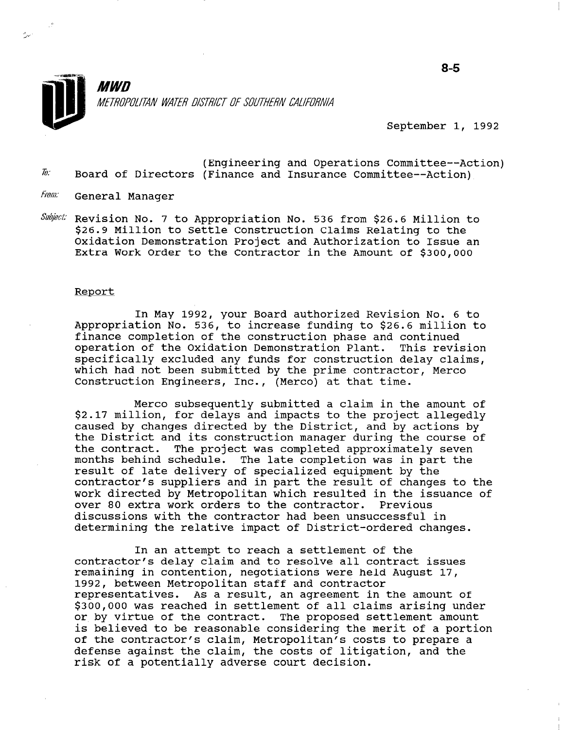8-5

**MWD**

*METROPOLITAN WATER DISTRICT OF SOUTHERN CALIFORNIA*

September 1, 1992

To: Board of Directors (Engineering and Operations Committee--Action) (Finance and Insurance Committee--Action)

From: General Manager

Subject: Revision No. 7 to Appropriation No. 536 from $26.6 Million to $26.9 Million to Settle Construction Claims Relating to the Oxidation Demonstration Project and Authorization to Issue an Extra Work Order to the Contractor in the Amount of $300,000

## Report

In May 1992, your Board authorized Revision No. 6 to Appropriation No. 536, to increase funding to $26.6 million to finance completion of the construction phase and continued operation of the Oxidation Demonstration Plant. This revision specifically excluded any funds for construction delay claims, which had not been submitted by the prime contractor, Merco Construction Engineers, Inc., (Merco) at that time.

Merco subsequently submitted a claim in the amount of $2.17 million, for delays and impacts to the project allegedly caused by changes directed by the District, and by actions by the District and its construction manager during the course of the contract. The project was completed approximately seven months behind schedule. The late completion was in part the result of late delivery of specialized equipment by the contractor's suppliers and in part the result of changes to the work directed by Metropolitan which resulted in the issuance of over 80 extra work orders to the contractor. Previous discussions with the contractor had been unsuccessful in determining the relative impact of District-ordered changes.

In an attempt to reach a settlement of the contractor's delay claim and to resolve all contract issues remaining in contention, negotiations were held August 17, 1992, between Metropolitan staff and contractor representatives. As a result, an agreement in the amount of $300,000 was reached in settlement of all claims arising under or by virtue of the contract. The proposed settlement amount is believed to be reasonable considering the merit of a portion of the contractor's claim, Metropolitan's costs to prepare a defense against the claim, the costs of litigation, and the risk of a potentially adverse court decision.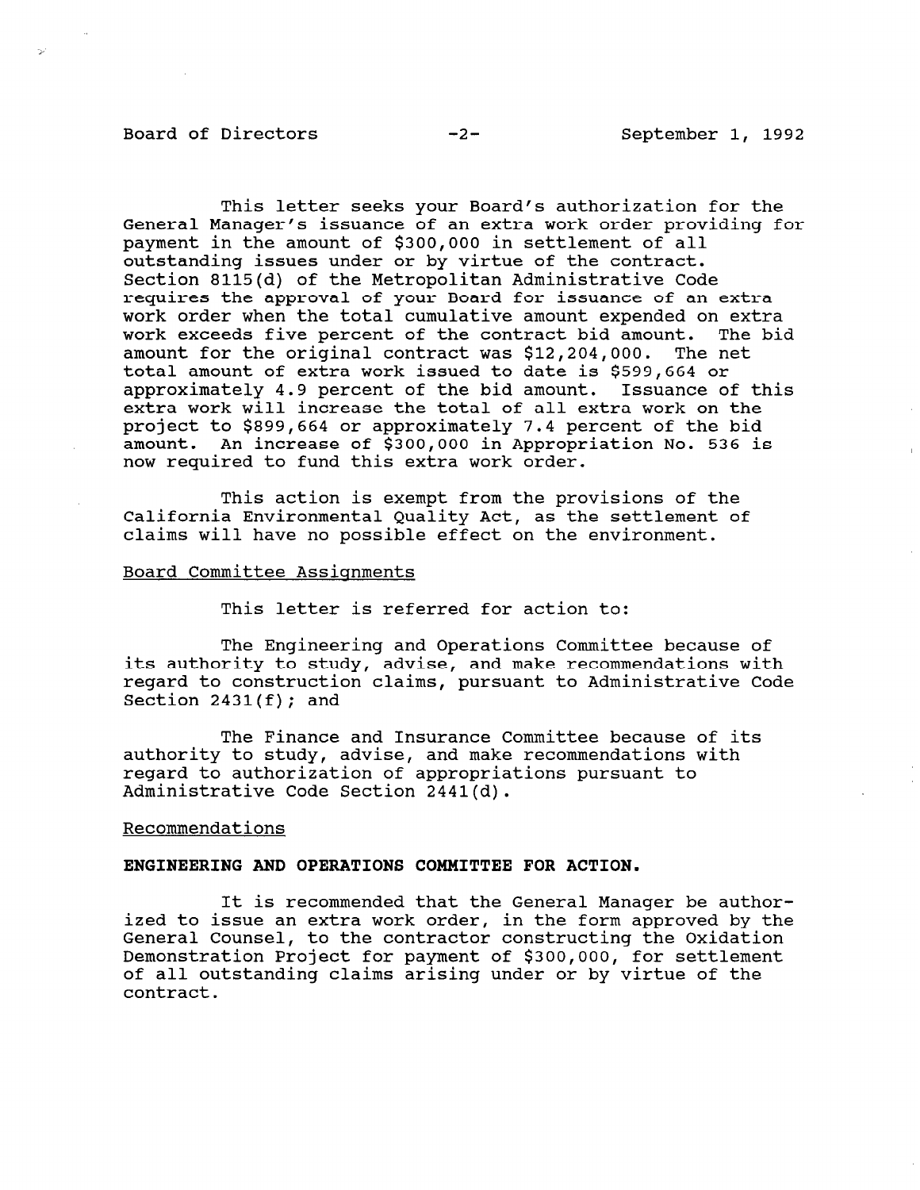This letter seeks your Board's authorization for the General Manager's issuance of an extra work order providing for payment in the amount of $300,000 in settlement of all outstanding issues under or by virtue of the contract. Section 8115(d) of the Metropolitan Administrative Code requires the approval of your Board for issuance of an extra work order when the total cumulative amount expended on extra work exceeds five percent of the contract bid amount. The bid amount for the original contract was $12,204,000. The net total amount of extra work issued to date is $599,664 or approximately 4.9 percent of the bid amount. Issuance of this extra work will increase the total of all extra work on the project to $899,664 or approximately 7.4 percent of the bid amount. An increase of $300,000 in Appropriation No. 536 is now required to fund this extra work order.

This action is exempt from the provisions of the California Environmental Quality Act, as the settlement of claims will have no possible effect on the environment.

## Board Committee Assignments

This letter is referred for action to:

The Engineering and Operations Committee because of its authority to study, advise, and make recommendations with regard to construction claims, pursuant to Administrative Code Section 2431(f); and

The Finance and Insurance Committee because of its authority to study, advise, and make recommendations with regard to authorization of appropriations pursuant to Administrative Code Section 2441(d).

## Recommendations

**ENGINEERING AND OPERATIONS COMMITTEE FOR ACTION.**

It is recommended that the General Manager be authorized to issue an extra work order, in the form approved by the General Counsel, to the contractor constructing the Oxidation Demonstration Project for payment of $300,000, for settlement of all outstanding claims arising under or by virtue of the contract.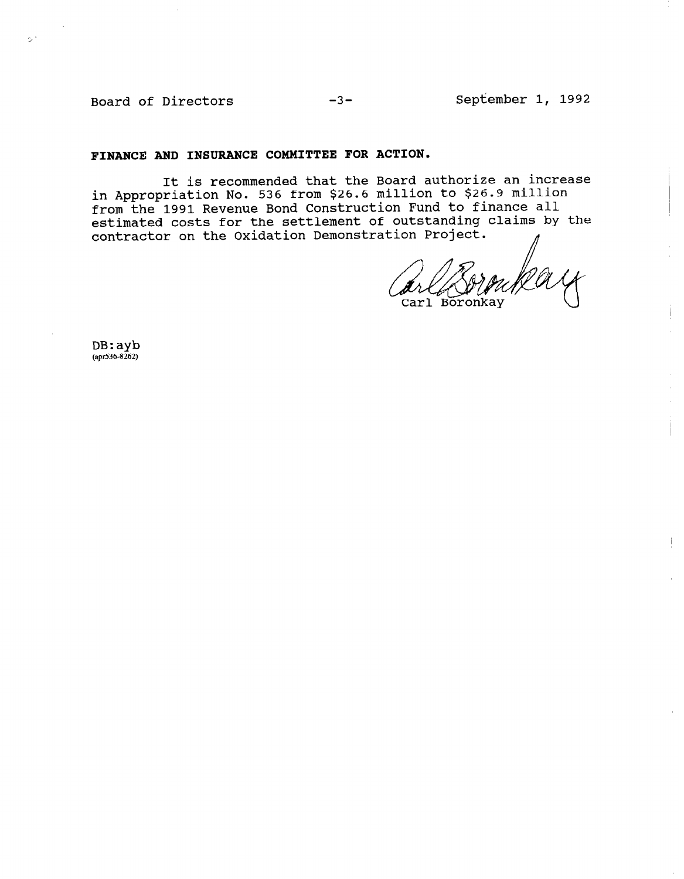**FINANCE AND INSURANCE COMMITTEE FOR ACTION.**

It is recommended that the Board authorize an increase in Appropriation No. 536 from $26.6 million to $26.9 million from the 1991 Revenue Bond Construction Fund to finance all estimated costs for the settlement of outstanding claims by the contractor on the Oxidation Demonstration Project.

Carl Boronkay

DB:ayb
(apr536-8262)